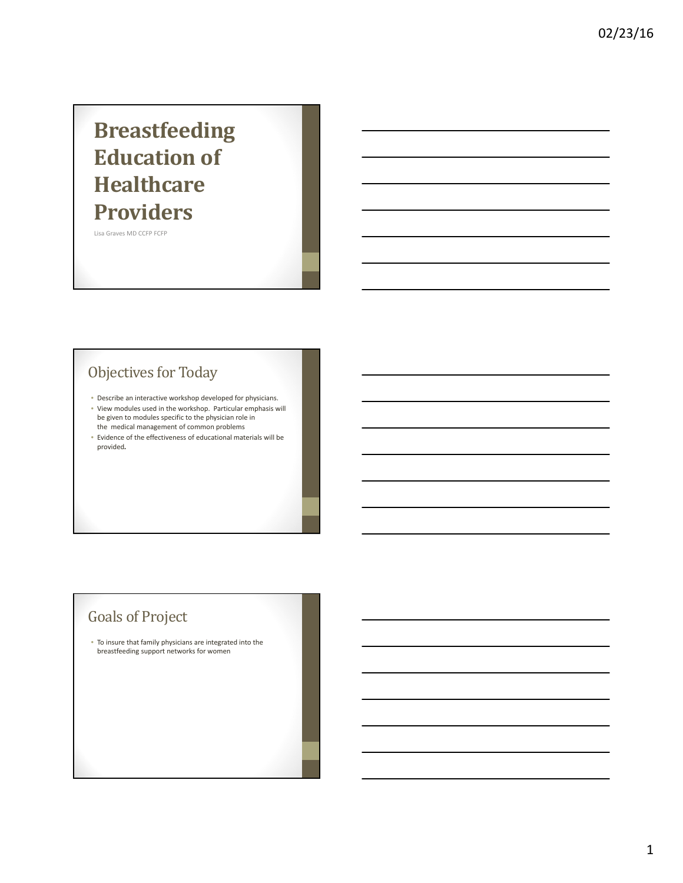# Breastfeeding Education of Healthcare Providers

Lisa Graves MD CCFP FCFP

## Objectives for Today

- Describe an interactive workshop developed for physicians.
- View modules used in the workshop. Particular emphasis will be given to modules specific to the physician role in the medical management of common problems
- Evidence of the effectiveness of educational materials will be provided**.**

## Goals of Project

- To insure that family physicians are integrated into the breastfeeding support networks for women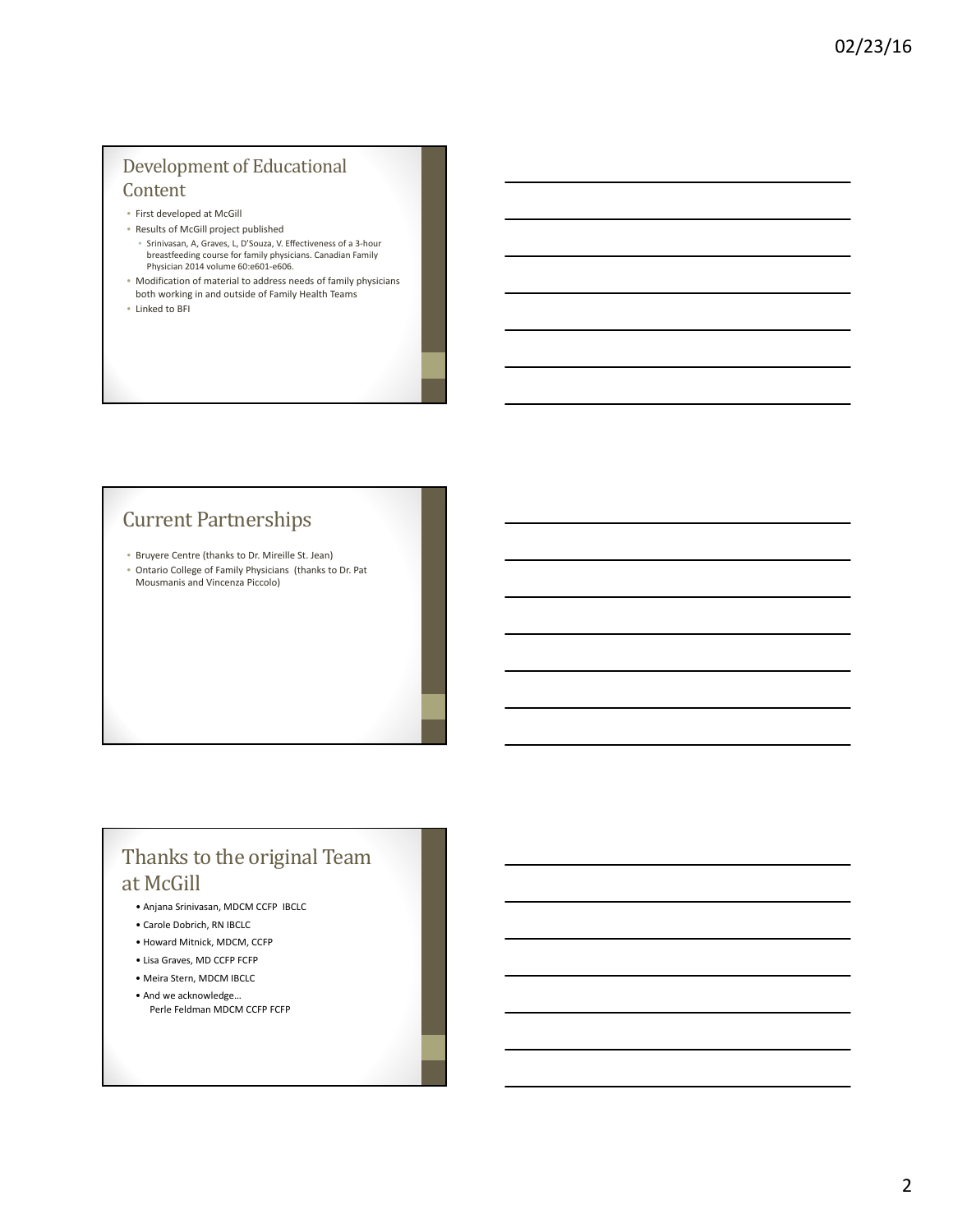## Development of Educational Content

- First developed at McGill
- Results of McGill project published
  - Srinivasan, A, Graves, L, D'Souza, V. Effectiveness of a 3-hour breastfeeding course for family physicians. Canadian Family Physician 2014 volume 60:e601-e606.
- Modification of material to address needs of family physicians both working in and outside of Family Health Teams
- Linked to BFI

## Current Partnerships

- Bruyere Centre (thanks to Dr. Mireille St. Jean)
- Ontario College of Family Physicians (thanks to Dr. Pat Mousmanis and Vincenza Piccolo)

## Thanks to the original Team at McGill

- Anjana Srinivasan, MDCM CCFP IBCLC
- Carole Dobrich, RN IBCLC
- Howard Mitnick, MDCM, CCFP
- Lisa Graves, MD CCFP FCFP
- Meira Stern, MDCM IBCLC
- And we acknowledge…
  Perle Feldman MDCM CCFP FCFP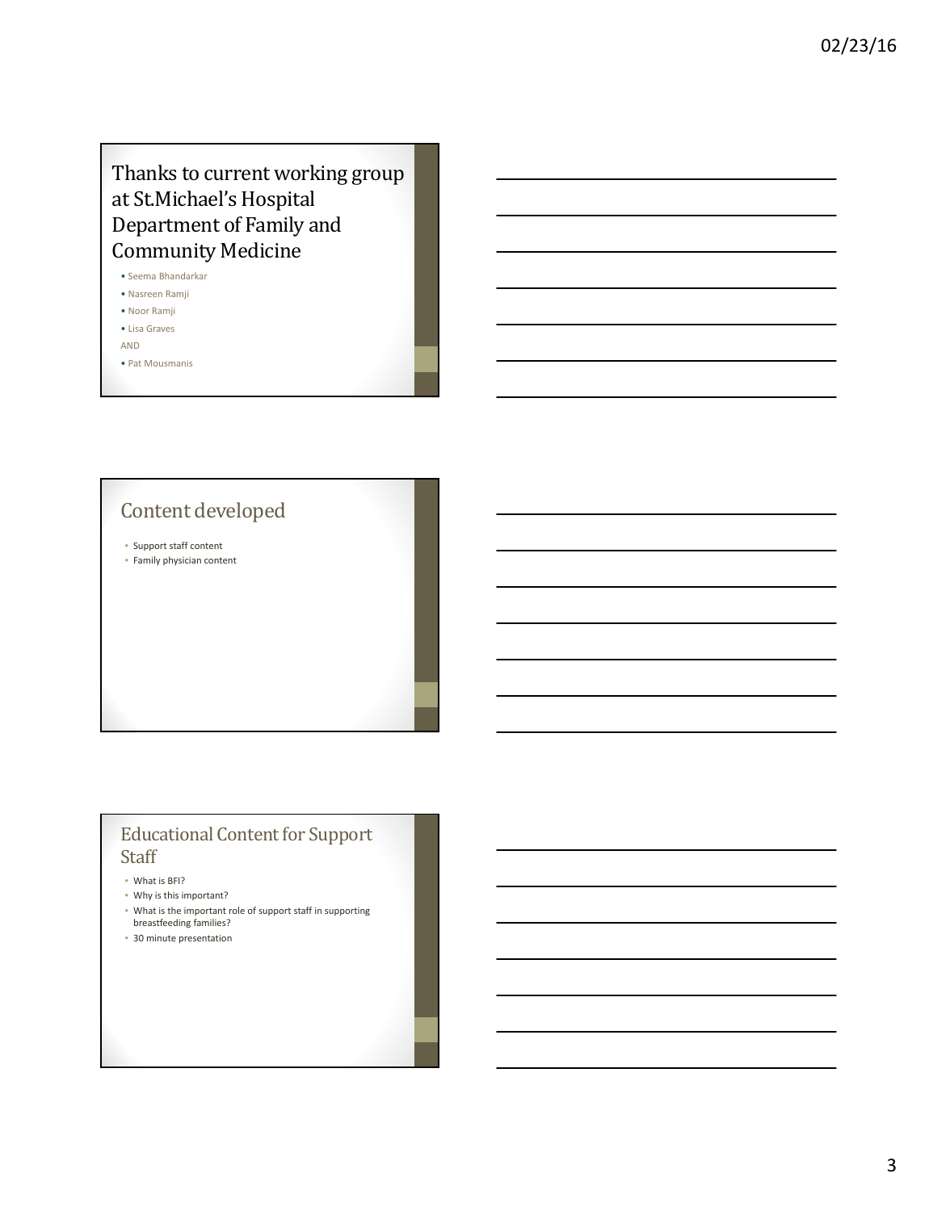## Thanks to current working group at St.Michael's Hospital Department of Family and Community Medicine

- Seema Bhandarkar
- Nasreen Ramji
- Noor Ramji
- Lisa Graves

AND

- Pat Mousmanis

## Content developed

- Support staff content
- Family physician content

## Educational Content for Support Staff

- What is BFI?
- Why is this important?
- What is the important role of support staff in supporting breastfeeding families?
- 30 minute presentation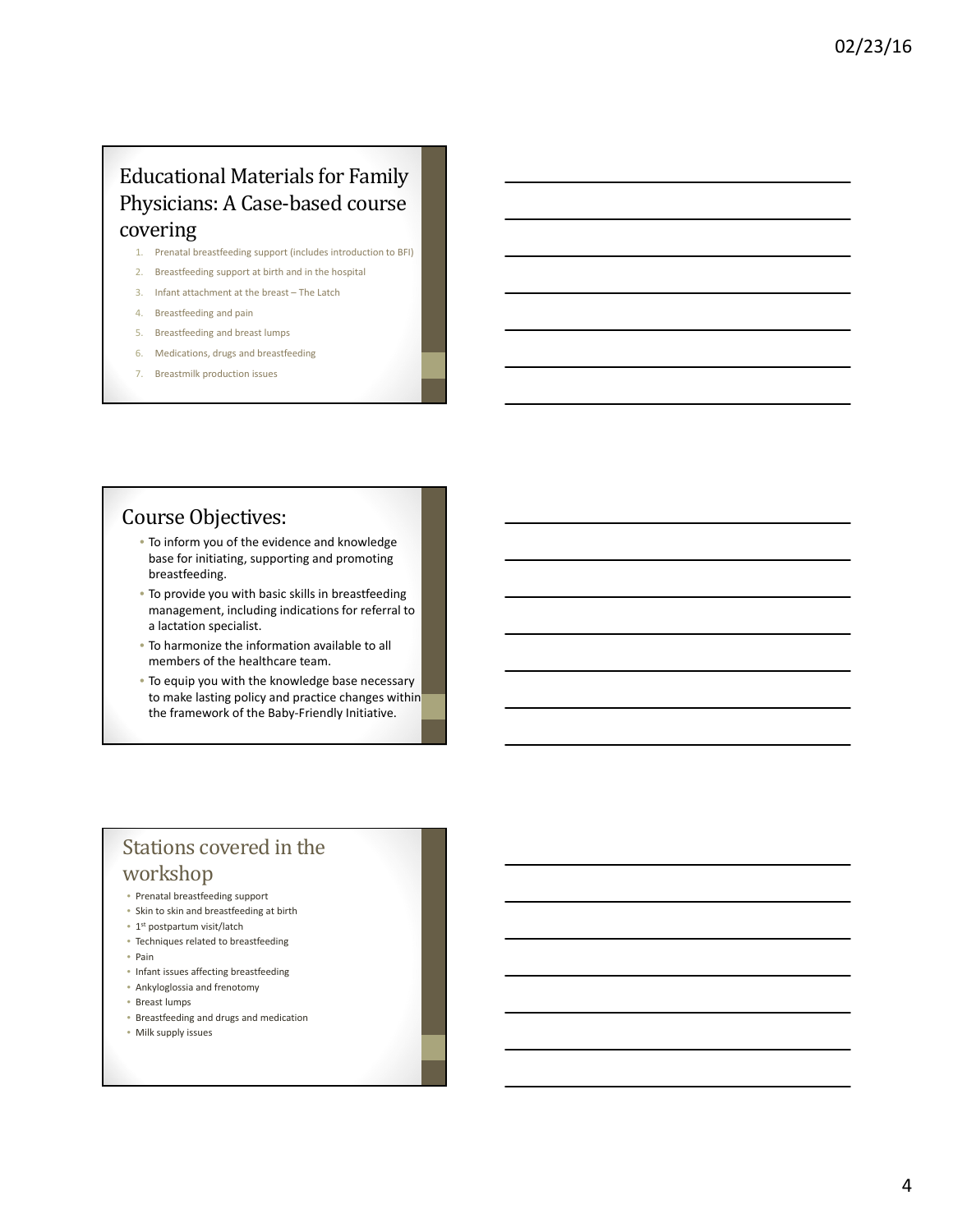## Educational Materials for Family Physicians: A Case-based course covering

1. Prenatal breastfeeding support (includes introduction to BFI)
2. Breastfeeding support at birth and in the hospital
3. Infant attachment at the breast – The Latch
4. Breastfeeding and pain
5. Breastfeeding and breast lumps
6. Medications, drugs and breastfeeding
7. Breastmilk production issues

## Course Objectives:

- To inform you of the evidence and knowledge base for initiating, supporting and promoting breastfeeding.
- To provide you with basic skills in breastfeeding management, including indications for referral to a lactation specialist.
- To harmonize the information available to all members of the healthcare team.
- To equip you with the knowledge base necessary to make lasting policy and practice changes within the framework of the Baby-Friendly Initiative.

## Stations covered in the workshop

- Prenatal breastfeeding support
- Skin to skin and breastfeeding at birth
- 1st postpartum visit/latch
- Techniques related to breastfeeding
- Pain
- Infant issues affecting breastfeeding
- Ankyloglossia and frenotomy
- Breast lumps
- Breastfeeding and drugs and medication
- Milk supply issues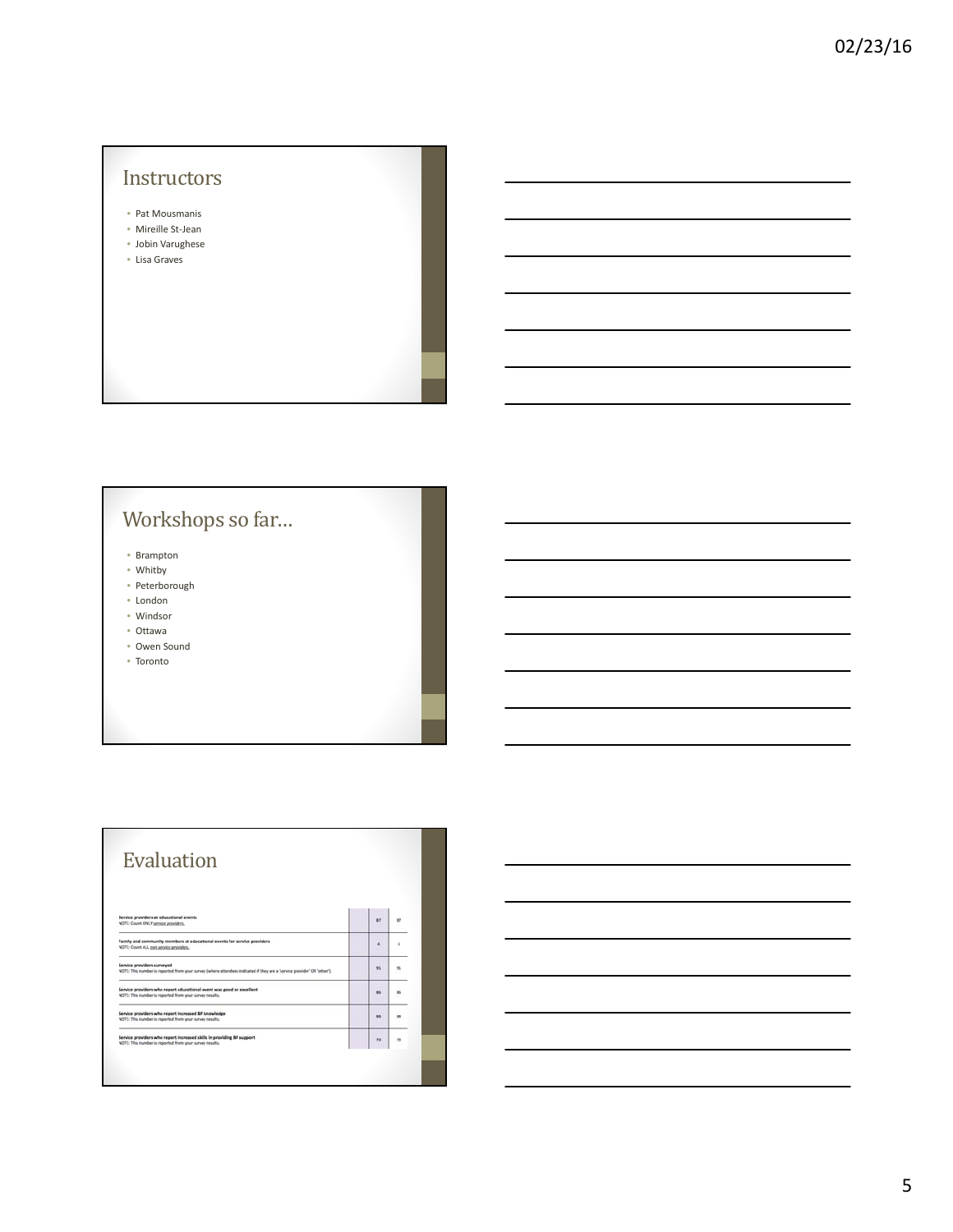## Instructors

- Pat Mousmanis
- Mireille St-Jean
- Jobin Varughese
- Lisa Graves

## Workshops so far…

- Brampton
- Whitby
- Peterborough
- London
- Windsor
- Ottawa
- Owen Sound
- Toronto

## Evaluation

| | | |
|---|---|---|
| Service providers at educational events<br>NOTE: Count ONLY service providers. | 87 | 87 |
| Family and community members at educational events for service providers<br>NOTE: Count ALL non service providers. | 4 | 4 |
| Service providers surveyed<br>NOTE: This number is reported from your survey (where attendees indicated if they are a 'service provider' OR 'other'). | 91 | 91 |
| Service providers who report educational event was good or excellent<br>NOTE: This number is reported from your survey results. | 86 | 86 |
| Service providers who report increased BF knowledge<br>NOTE: This number is reported from your survey results. | 89 | 89 |
| Service providers who report increased skills in providing BF support<br>NOTE: This number is reported from your survey results. | 73 | 73 |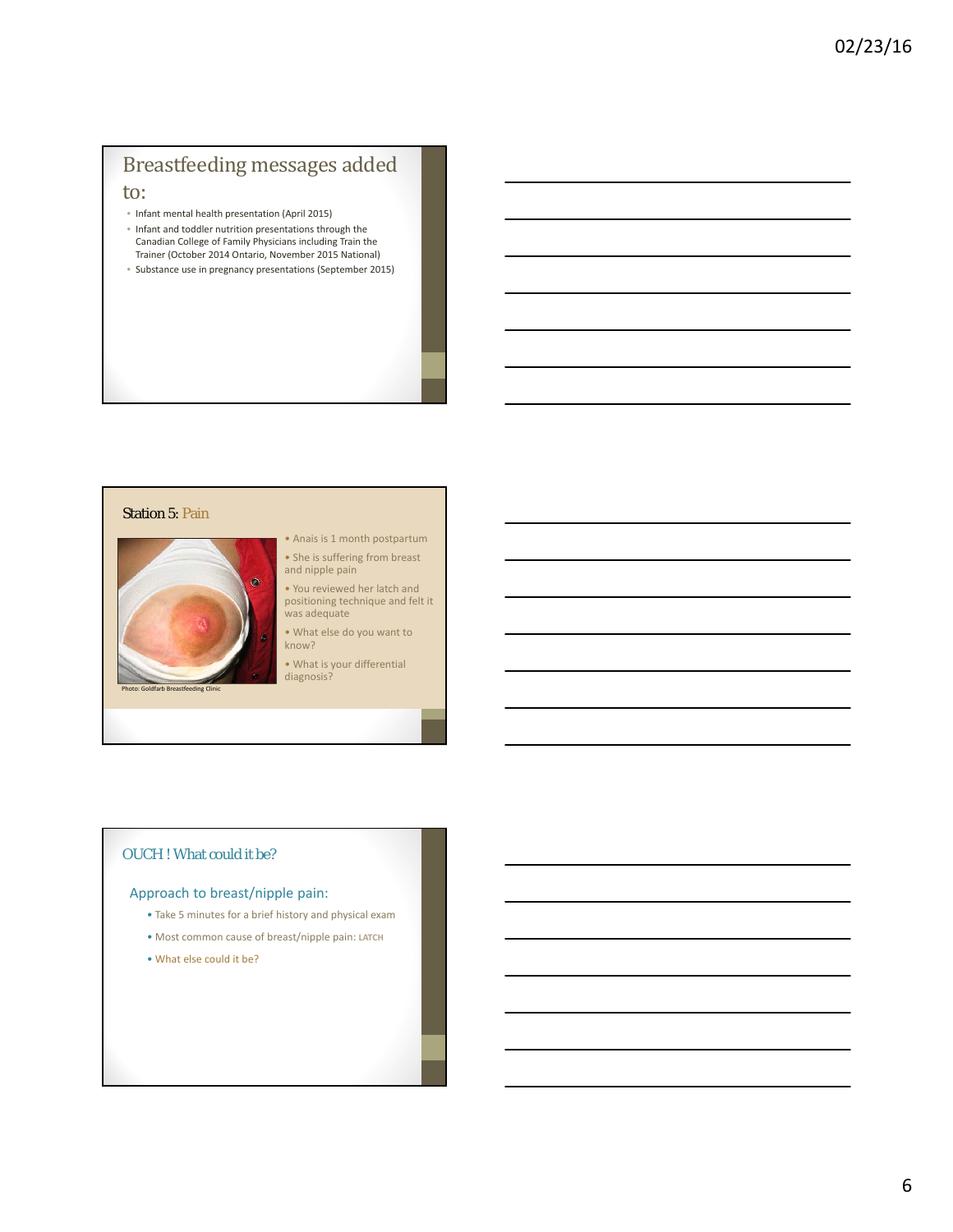## Breastfeeding messages added to:

- Infant mental health presentation (April 2015)
- Infant and toddler nutrition presentations through the Canadian College of Family Physicians including Train the Trainer (October 2014 Ontario, November 2015 National)
- Substance use in pregnancy presentations (September 2015)

## Station 5: Pain

Photo: Goldfarb Breastfeeding Clinic

- Anais is 1 month postpartum
- She is suffering from breast and nipple pain
- You reviewed her latch and positioning technique and felt it was adequate
- What else do you want to know?
- What is your differential diagnosis?

## OUCH ! What could it be?

### Approach to breast/nipple pain:

- Take 5 minutes for a brief history and physical exam
- Most common cause of breast/nipple pain: LATCH
- What else could it be?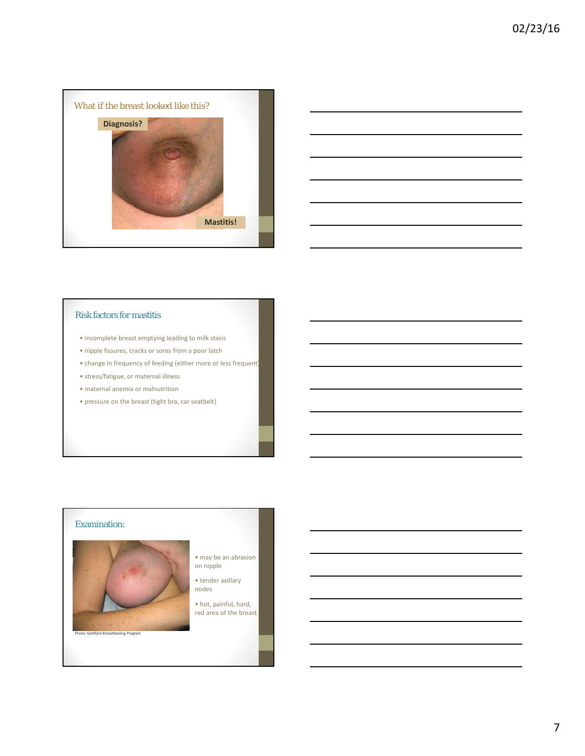## What if the breast looked like this?

**Diagnosis?**

**Mastitis!**

## Risk factors for mastitis

- incomplete breast emptying leading to milk stasis
- nipple fissures, cracks or sores from a poor latch
- change in frequency of feeding (either more or less frequent)
- stress/fatigue, or maternal illness
- maternal anemia or malnutrition
- pressure on the breast (tight bra, car seatbelt)

## Examination:

Photo: Goldfarb Breastfeeding Program

- may be an abrasion on nipple
- tender axillary nodes
- hot, painful, hard, red area of the breast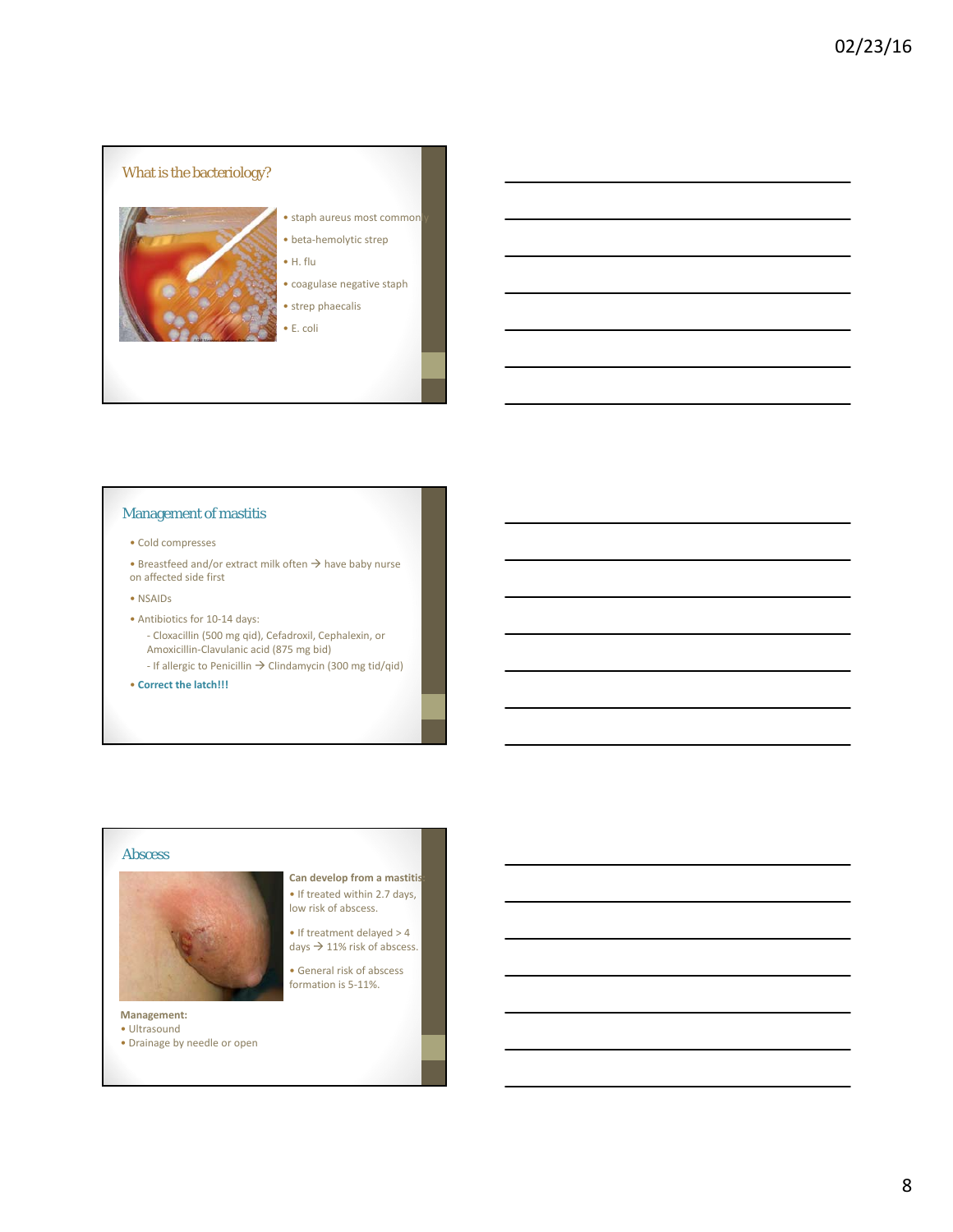## What is the bacteriology?

- staph aureus most commonly
- beta-hemolytic strep
- H. flu
- coagulase negative staph
- strep phaecalis
- E. coli

## Management of mastitis

- Cold compresses
- Breastfeed and/or extract milk often → have baby nurse on affected side first
- NSAIDs
- Antibiotics for 10-14 days:
  - Cloxacillin (500 mg qid), Cefadroxil, Cephalexin, or Amoxicillin-Clavulanic acid (875 mg bid)
  - If allergic to Penicillin → Clindamycin (300 mg tid/qid)
- **Correct the latch!!!**

## Abscess

**Can develop from a mastitis**

- If treated within 2.7 days, low risk of abscess.
- If treatment delayed > 4 days → 11% risk of abscess.
- General risk of abscess formation is 5-11%.

**Management:**

- Ultrasound
- Drainage by needle or open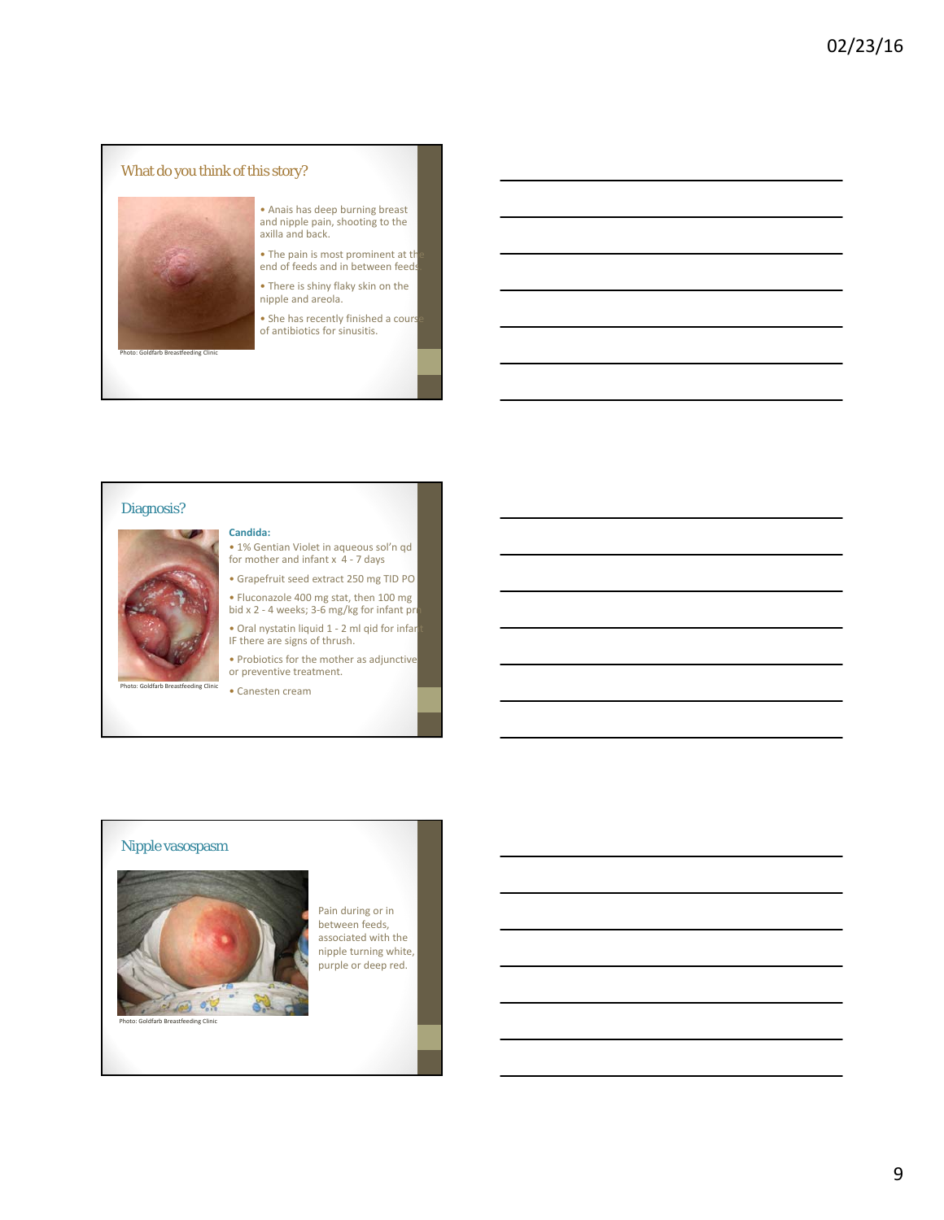## What do you think of this story?

Photo: Goldfarb Breastfeeding Clinic

- Anais has deep burning breast and nipple pain, shooting to the axilla and back.
- The pain is most prominent at the end of feeds and in between feeds
- There is shiny flaky skin on the nipple and areola.
- She has recently finished a course of antibiotics for sinusitis.

## Diagnosis?

Photo: Goldfarb Breastfeeding Clinic

**Candida:**

- 1% Gentian Violet in aqueous sol'n qd for mother and infant x 4 - 7 days
- Grapefruit seed extract 250 mg TID PO
- Fluconazole 400 mg stat, then 100 mg bid x 2 - 4 weeks; 3-6 mg/kg for infant pr
- Oral nystatin liquid 1 - 2 ml qid for infant IF there are signs of thrush.
- Probiotics for the mother as adjunctive or preventive treatment.
- Canesten cream

## Nipple vasospasm

Photo: Goldfarb Breastfeeding Clinic

Pain during or in between feeds, associated with the nipple turning white, purple or deep red.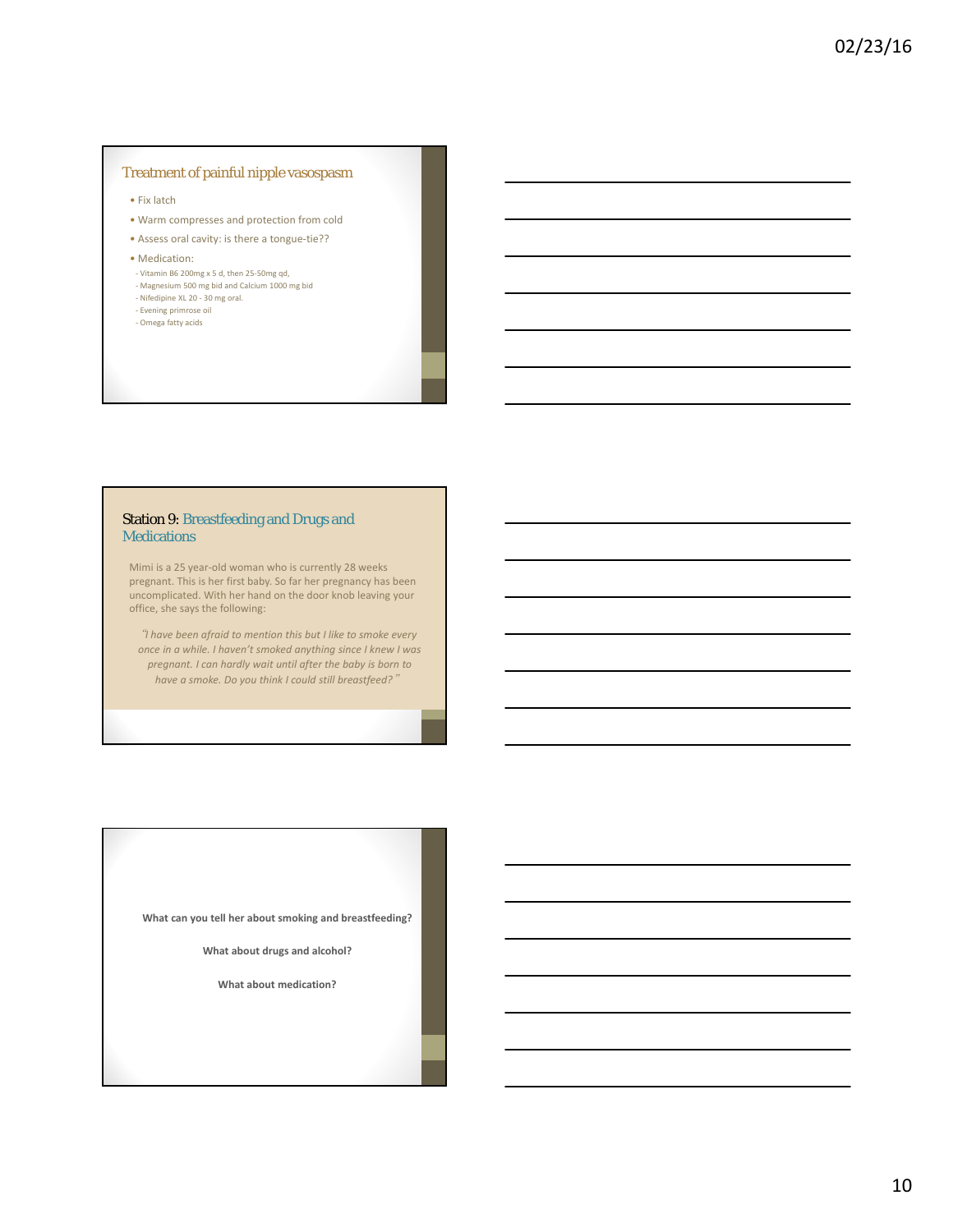## Treatment of painful nipple vasospasm

- Fix latch
- Warm compresses and protection from cold
- Assess oral cavity: is there a tongue-tie??
- Medication:
  - Vitamin B6 200mg x 5 d, then 25-50mg qd,
  - Magnesium 500 mg bid and Calcium 1000 mg bid
  - Nifedipine XL 20 - 30 mg oral.
  - Evening primrose oil
  - Omega fatty acids

## Station 9: Breastfeeding and Drugs and Medications

Mimi is a 25 year-old woman who is currently 28 weeks pregnant. This is her first baby. So far her pregnancy has been uncomplicated. With her hand on the door knob leaving your office, she says the following:

*"I have been afraid to mention this but I like to smoke every once in a while. I haven't smoked anything since I knew I was pregnant. I can hardly wait until after the baby is born to have a smoke. Do you think I could still breastfeed?"*

**What can you tell her about smoking and breastfeeding?**

**What about drugs and alcohol?**

**What about medication?**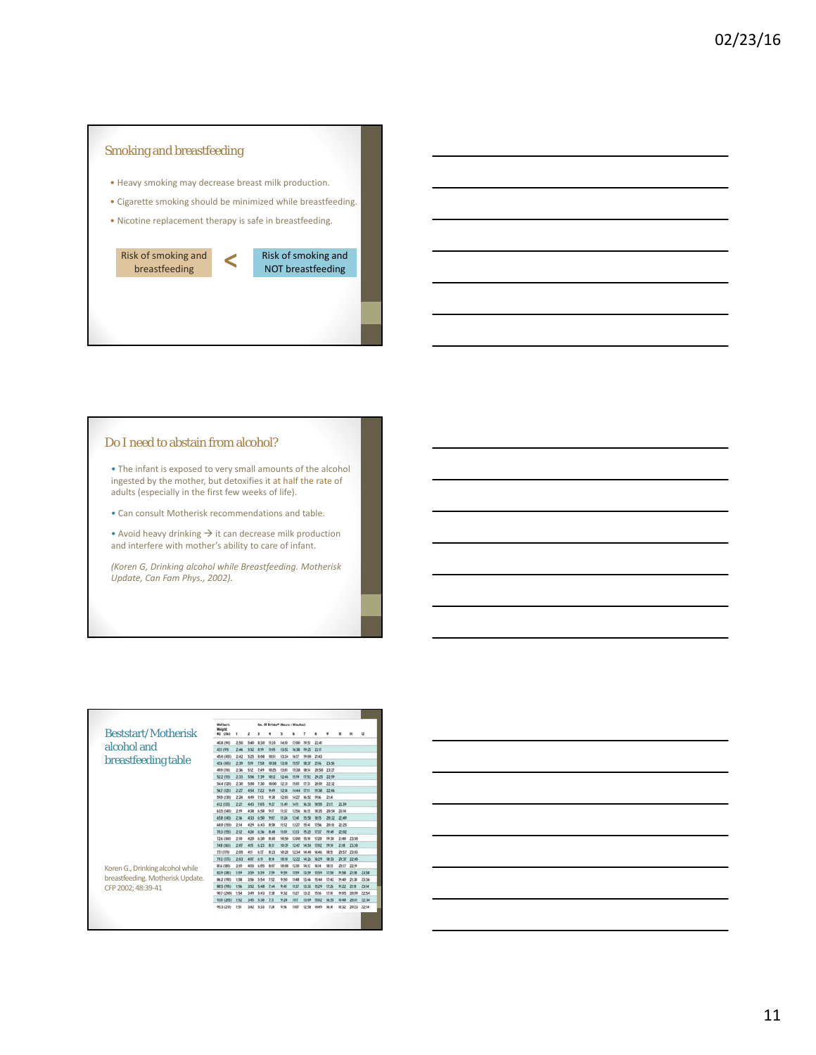## Smoking and breastfeeding

- Heavy smoking may decrease breast milk production.
- Cigarette smoking should be minimized while breastfeeding.
- Nicotine replacement therapy is safe in breastfeeding.

Risk of smoking and breastfeeding < Risk of smoking and NOT breastfeeding

## Do I need to abstain from alcohol?

- The infant is exposed to very small amounts of the alcohol ingested by the mother, but detoxifies it at half the rate of adults (especially in the first few weeks of life).
- Can consult Motherisk recommendations and table.
- Avoid heavy drinking → it can decrease milk production and interfere with mother's ability to care of infant.

*(Koren G, Drinking alcohol while Breastfeeding. Motherisk Update, Can Fam Phys., 2002).*

## Beststart/Motherisk alcohol and breastfeeding table

Koren G., Drinking alcohol while breastfeeding. Motherisk Update. CFP 2002; 48:39-41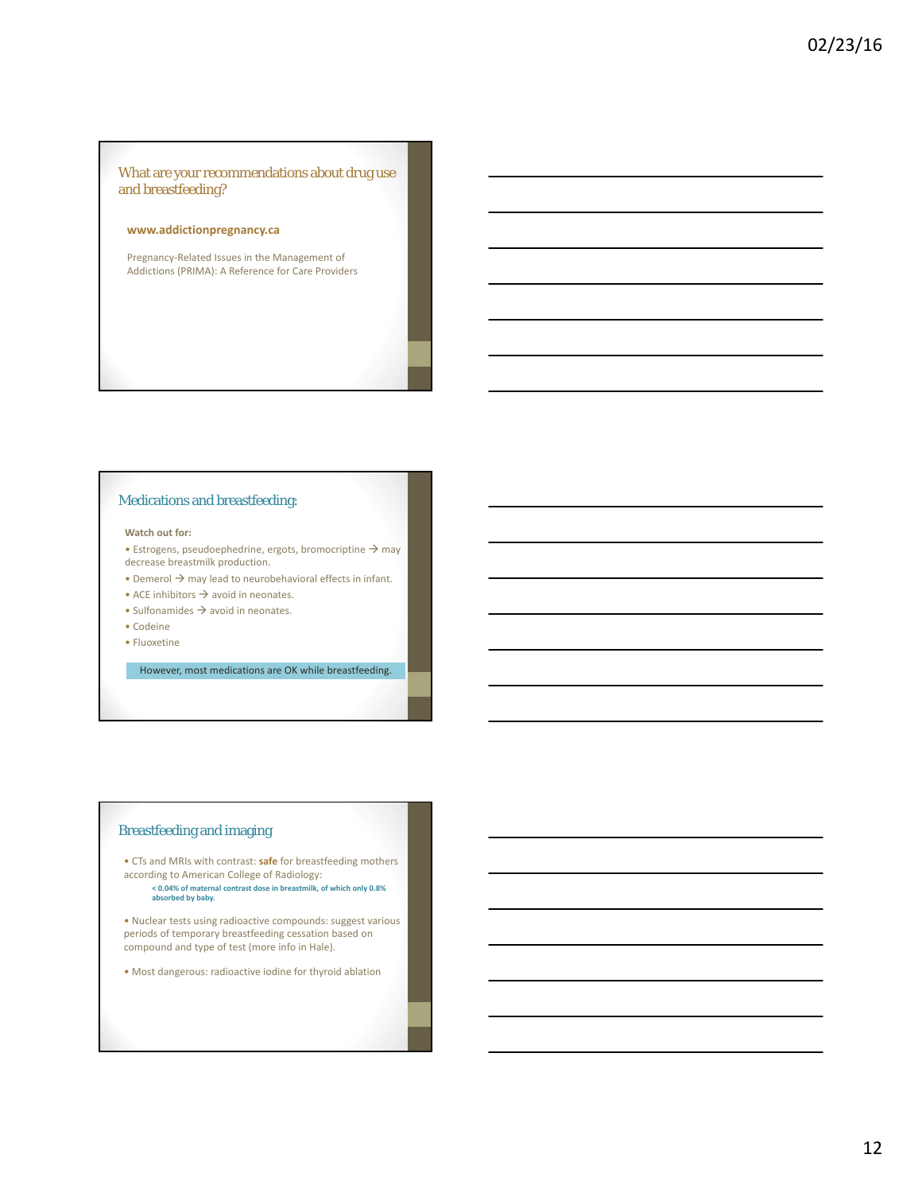## What are your recommendations about drug use and breastfeeding?

**www.addictionpregnancy.ca**

Pregnancy-Related Issues in the Management of Addictions (PRIMA): A Reference for Care Providers

## Medications and breastfeeding:

**Watch out for:**

- Estrogens, pseudoephedrine, ergots, bromocriptine → may decrease breastmilk production.
- Demerol → may lead to neurobehavioral effects in infant.
- ACE inhibitors → avoid in neonates.
- Sulfonamides → avoid in neonates.
- Codeine
- Fluoxetine

However, most medications are OK while breastfeeding.

## Breastfeeding and imaging

- CTs and MRIs with contrast: **safe** for breastfeeding mothers according to American College of Radiology:
  - **< 0.04% of maternal contrast dose in breastmilk, of which only 0.8% absorbed by baby.**
- Nuclear tests using radioactive compounds: suggest various periods of temporary breastfeeding cessation based on compound and type of test (more info in Hale).
- Most dangerous: radioactive iodine for thyroid ablation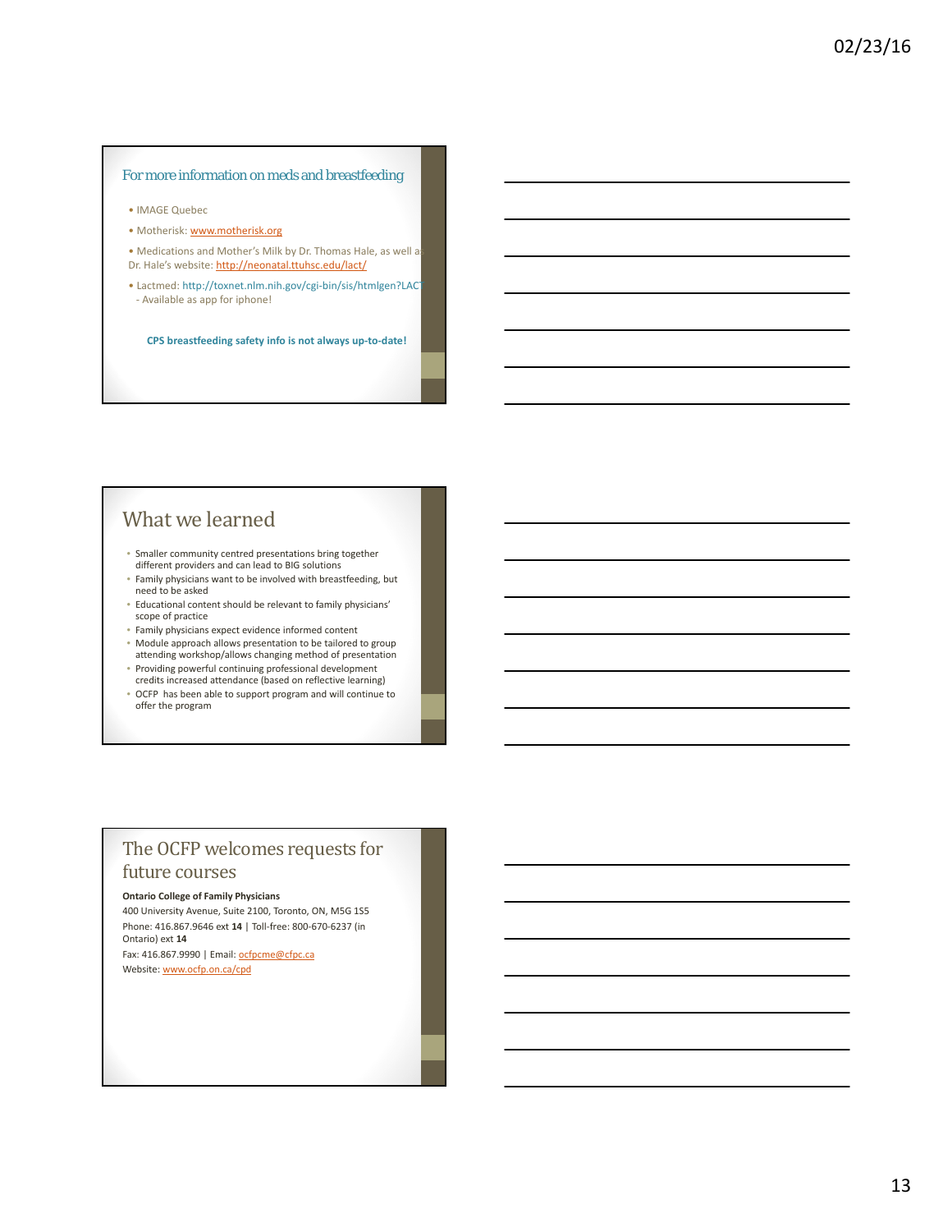## For more information on meds and breastfeeding

- IMAGE Quebec
- Motherisk: www.motherisk.org
- Medications and Mother's Milk by Dr. Thomas Hale, as well a Dr. Hale's website: http://neonatal.ttuhsc.edu/lact/
- Lactmed: http://toxnet.nlm.nih.gov/cgi-bin/sis/htmlgen?LACT
  - Available as app for iphone!

**CPS breastfeeding safety info is not always up-to-date!**

## What we learned

- Smaller community centred presentations bring together different providers and can lead to BIG solutions
- Family physicians want to be involved with breastfeeding, but need to be asked
- Educational content should be relevant to family physicians' scope of practice
- Family physicians expect evidence informed content
- Module approach allows presentation to be tailored to group attending workshop/allows changing method of presentation
- Providing powerful continuing professional development credits increased attendance (based on reflective learning)
- OCFP has been able to support program and will continue to offer the program

## The OCFP welcomes requests for future courses

**Ontario College of Family Physicians**
400 University Avenue, Suite 2100, Toronto, ON, M5G 1S5
Phone: 416.867.9646 ext **14** | Toll-free: 800-670-6237 (in Ontario) ext **14**
Fax: 416.867.9990 | Email: ocfpcme@cfpc.ca
Website: www.ocfp.on.ca/cpd